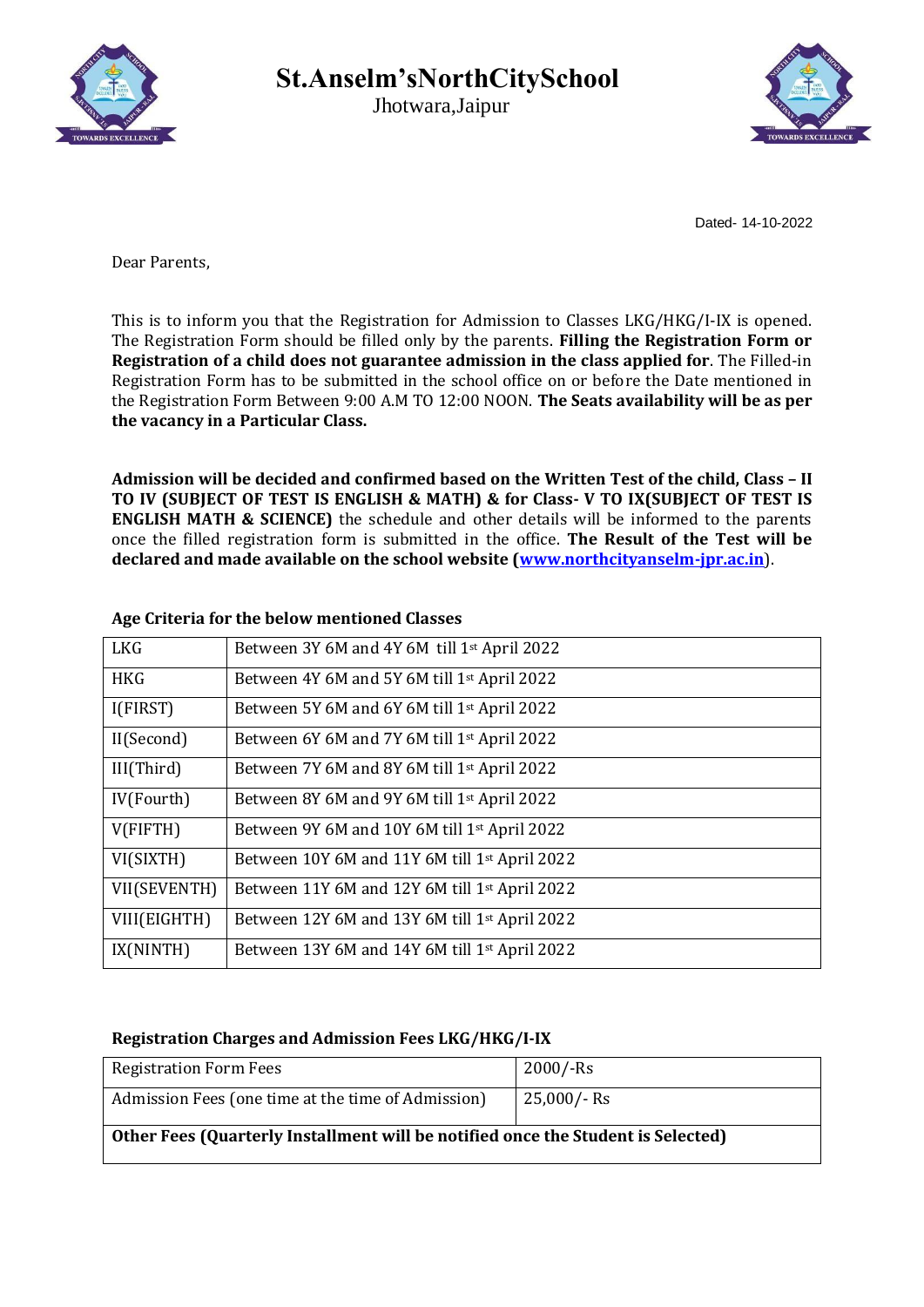# St.Anselm'sNorthCitySchool

Jhotwara,Jaipur

Dated- 14-10-2022

Dear Parents,

This is to inform you that the Registration for Admission to Classes LKG/HKG/I-IX is opened. The Registration Form should be filled only by the parents. **Filling the Registration Form or Registration of a child does not guarantee admission in the class applied for**. The Filled-in Registration Form has to be submitted in the school office on or before the Date mentioned in the Registration Form Between 9:00 A.M TO 12:00 NOON. **The Seats availability will be as per the vacancy in a Particular Class.**

**Admission will be decided and confirmed based on the Written Test of the child, Class – II TO IV (SUBJECT OF TEST IS ENGLISH & MATH) & for Class- V TO IX(SUBJECT OF TEST IS ENGLISH MATH & SCIENCE)** the schedule and other details will be informed to the parents once the filled registration form is submitted in the office. **The Result of the Test will be declared and made available on the school website ([www.northcityanselm-jpr.ac.in](http://www.northcityanselm-jpr.ac.in))**.

**Age Criteria for the below mentioned Classes**

| | |
|---|---|
| LKG | Between 3Y 6M and 4Y 6M till 1st April 2022 |
| HKG | Between 4Y 6M and 5Y 6M till 1st April 2022 |
| I(FIRST) | Between 5Y 6M and 6Y 6M till 1st April 2022 |
| II(Second) | Between 6Y 6M and 7Y 6M till 1st April 2022 |
| III(Third) | Between 7Y 6M and 8Y 6M till 1st April 2022 |
| IV(Fourth) | Between 8Y 6M and 9Y 6M till 1st April 2022 |
| V(FIFTH) | Between 9Y 6M and 10Y 6M till 1st April 2022 |
| VI(SIXTH) | Between 10Y 6M and 11Y 6M till 1st April 2022 |
| VII(SEVENTH) | Between 11Y 6M and 12Y 6M till 1st April 2022 |
| VIII(EIGHTH) | Between 12Y 6M and 13Y 6M till 1st April 2022 |
| IX(NINTH) | Between 13Y 6M and 14Y 6M till 1st April 2022 |

**Registration Charges and Admission Fees LKG/HKG/I-IX**

| | |
|---|---|
| Registration Form Fees | 2000/-Rs |
| Admission Fees (one time at the time of Admission) | 25,000/- Rs |
| **Other Fees (Quarterly Installment will be notified once the Student is Selected)** | |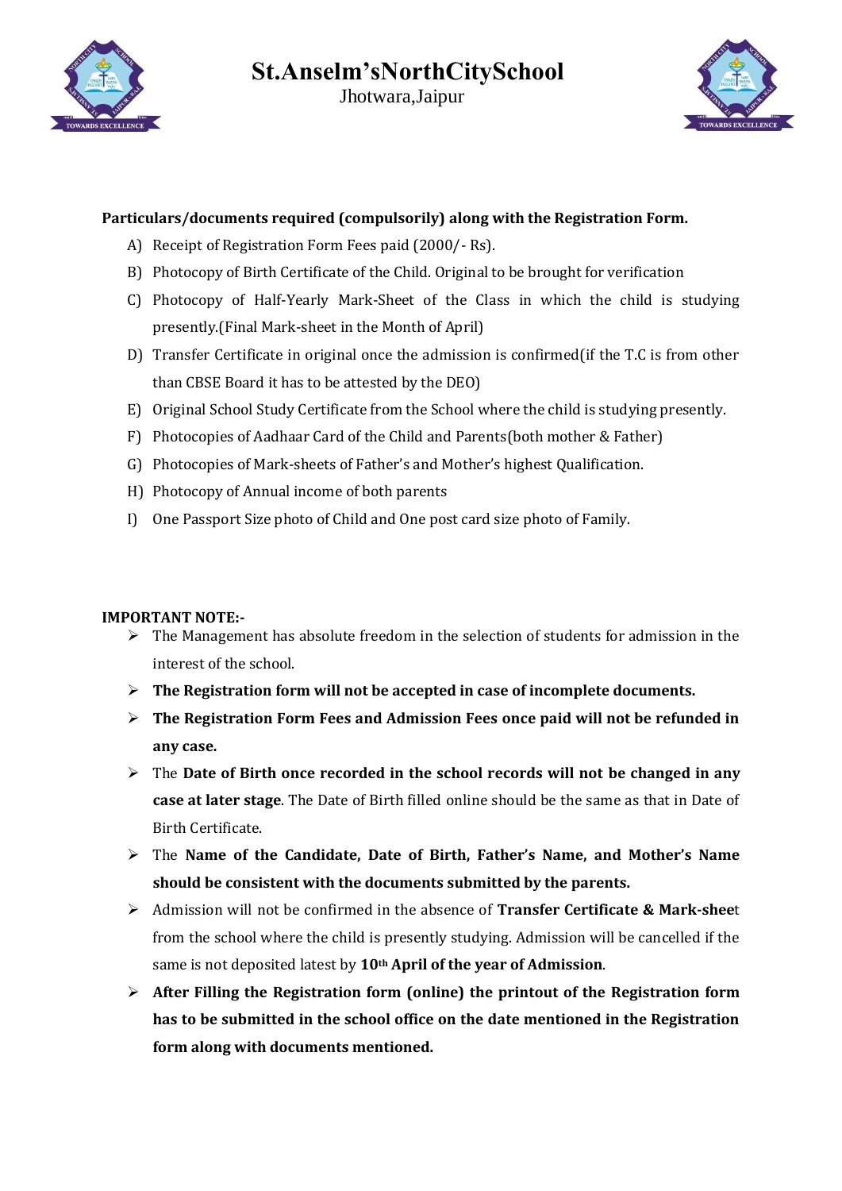# St.Anselm’sNorthCitySchool

Jhotwara,Jaipur

**Particulars/documents required (compulsorily) along with the Registration Form.**

A) Receipt of Registration Form Fees paid (2000/- Rs).

B) Photocopy of Birth Certificate of the Child. Original to be brought for verification

C) Photocopy of Half-Yearly Mark-Sheet of the Class in which the child is studying presently.(Final Mark-sheet in the Month of April)

D) Transfer Certificate in original once the admission is confirmed(if the T.C is from other than CBSE Board it has to be attested by the DEO)

E) Original School Study Certificate from the School where the child is studying presently.

F) Photocopies of Aadhaar Card of the Child and Parents(both mother & Father)

G) Photocopies of Mark-sheets of Father’s and Mother’s highest Qualification.

H) Photocopy of Annual income of both parents

I) One Passport Size photo of Child and One post card size photo of Family.

**IMPORTANT NOTE:-**

- The Management has absolute freedom in the selection of students for admission in the interest of the school.
- **The Registration form will not be accepted in case of incomplete documents.**
- **The Registration Form Fees and Admission Fees once paid will not be refunded in any case.**
- The **Date of Birth once recorded in the school records will not be changed in any case at later stage**. The Date of Birth filled online should be the same as that in Date of Birth Certificate.
- The **Name of the Candidate, Date of Birth, Father’s Name, and Mother’s Name should be consistent with the documents submitted by the parents.**
- Admission will not be confirmed in the absence of **Transfer Certificate & Mark-shee**t from the school where the child is presently studying. Admission will be cancelled if the same is not deposited latest by **10th April of the year of Admission**.
- **After Filling the Registration form (online) the printout of the Registration form has to be submitted in the school office on the date mentioned in the Registration form along with documents mentioned.**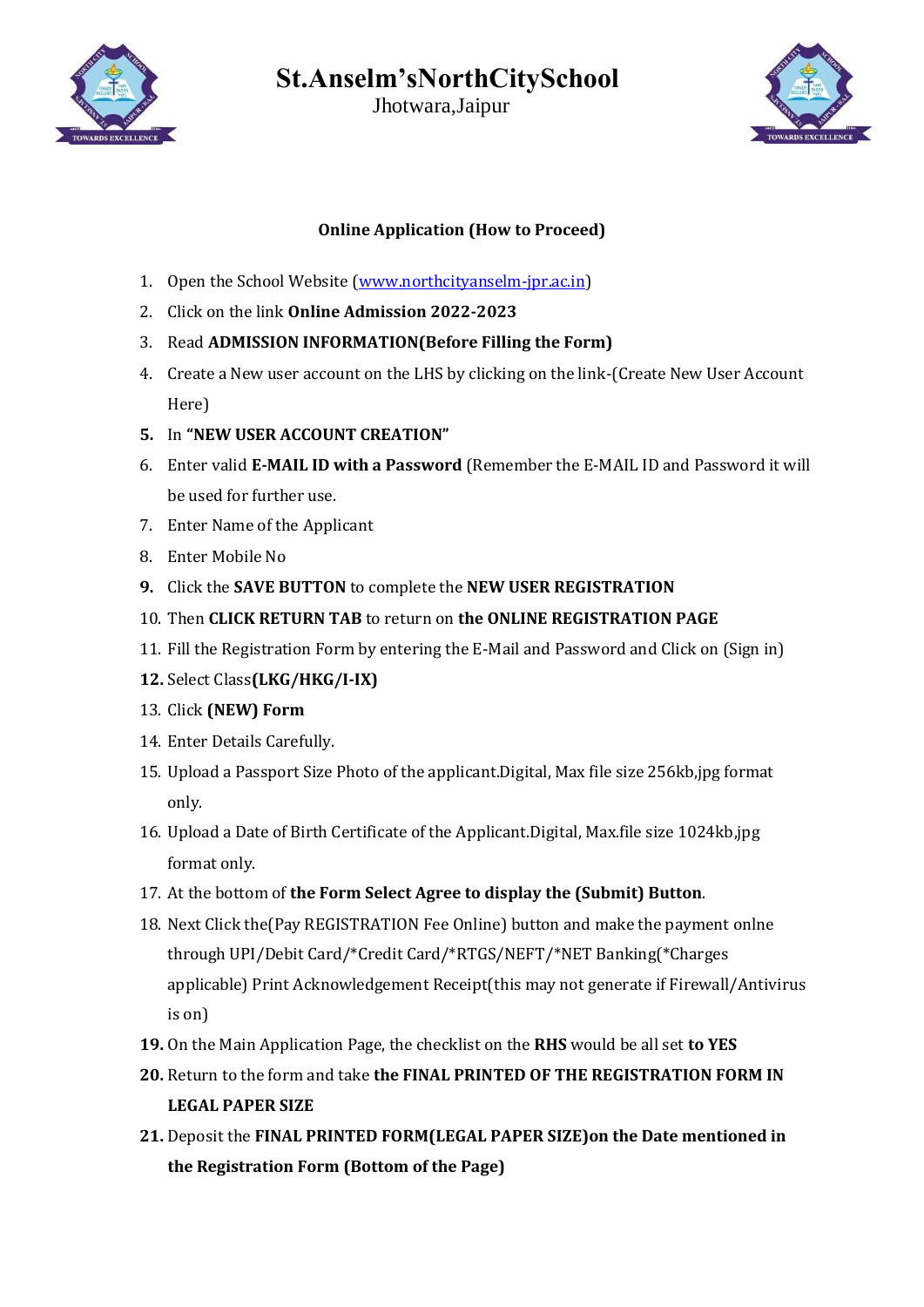# St.Anselm'sNorthCitySchool

Jhotwara,Jaipur

## Online Application (How to Proceed)

1. Open the School Website (www.northcityanselm-jpr.ac.in)
2. Click on the link **Online Admission 2022-2023**
3. Read **ADMISSION INFORMATION(Before Filling the Form)**
4. Create a New user account on the LHS by clicking on the link-(Create New User Account Here)
5. In **"NEW USER ACCOUNT CREATION"**
6. Enter valid **E-MAIL ID with a Password** (Remember the E-MAIL ID and Password it will be used for further use.
7. Enter Name of the Applicant
8. Enter Mobile No
9. Click the **SAVE BUTTON** to complete the **NEW USER REGISTRATION**
10. Then **CLICK RETURN TAB** to return on **the ONLINE REGISTRATION PAGE**
11. Fill the Registration Form by entering the E-Mail and Password and Click on (Sign in)
12. Select Class**(LKG/HKG/I-IX)**
13. Click **(NEW) Form**
14. Enter Details Carefully.
15. Upload a Passport Size Photo of the applicant.Digital, Max file size 256kb,jpg format only.
16. Upload a Date of Birth Certificate of the Applicant.Digital, Max.file size 1024kb,jpg format only.
17. At the bottom of **the Form Select Agree to display the (Submit) Button**.
18. Next Click the(Pay REGISTRATION Fee Online) button and make the payment onlne through UPI/Debit Card/*Credit Card/*RTGS/NEFT/*NET Banking(*Charges applicable) Print Acknowledgement Receipt(this may not generate if Firewall/Antivirus is on)
19. On the Main Application Page, the checklist on the **RHS** would be all set **to YES**
20. Return to the form and take **the FINAL PRINTED OF THE REGISTRATION FORM IN LEGAL PAPER SIZE**
21. Deposit the **FINAL PRINTED FORM(LEGAL PAPER SIZE)on the Date mentioned in the Registration Form (Bottom of the Page)**